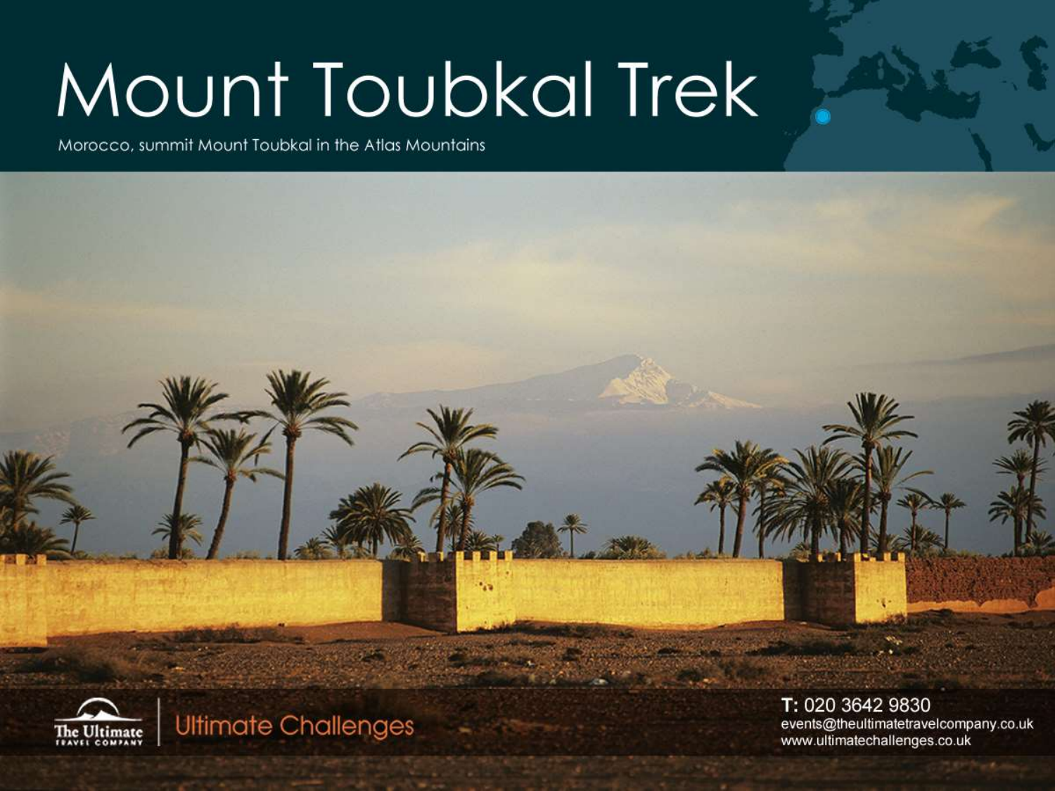# Mount Toubkal Trek

Morocco, summit Mount Toubkal in the Atlas Mountains

The Ultimate Travel Company | Ultimate Challenges

**T:** 020 3642 9830
events@theultimatetravelcompany.co.uk
www.ultimatechallenges.co.uk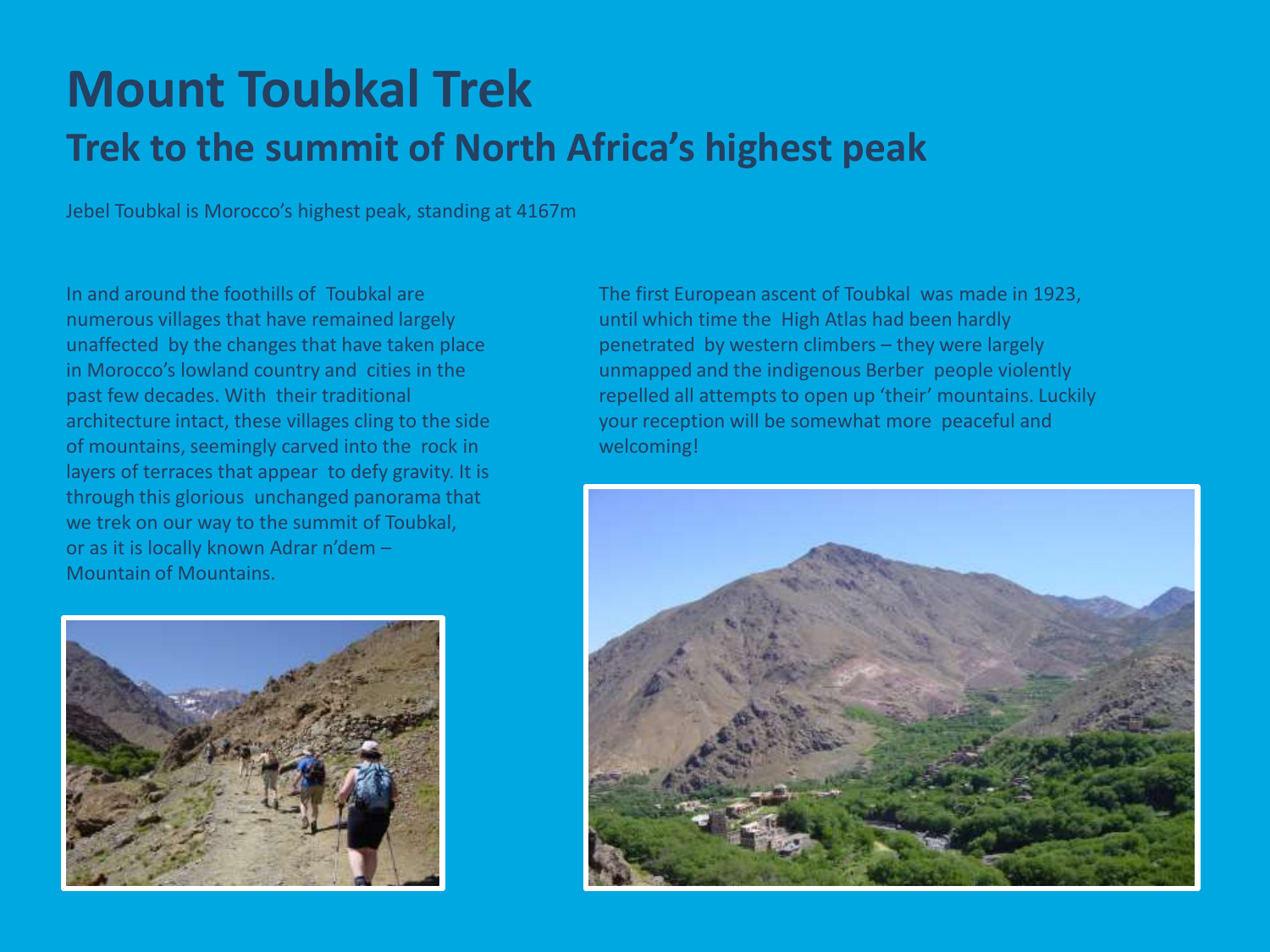# Mount Toubkal Trek

## Trek to the summit of North Africa's highest peak

Jebel Toubkal is Morocco's highest peak, standing at 4167m

In and around the foothills of Toubkal are numerous villages that have remained largely unaffected by the changes that have taken place in Morocco's lowland country and cities in the past few decades. With their traditional architecture intact, these villages cling to the side of mountains, seemingly carved into the rock in layers of terraces that appear to defy gravity. It is through this glorious unchanged panorama that we trek on our way to the summit of Toubkal, or as it is locally known Adrar n'dem – Mountain of Mountains.

The first European ascent of Toubkal was made in 1923, until which time the High Atlas had been hardly penetrated by western climbers – they were largely unmapped and the indigenous Berber people violently repelled all attempts to open up 'their' mountains. Luckily your reception will be somewhat more peaceful and welcoming!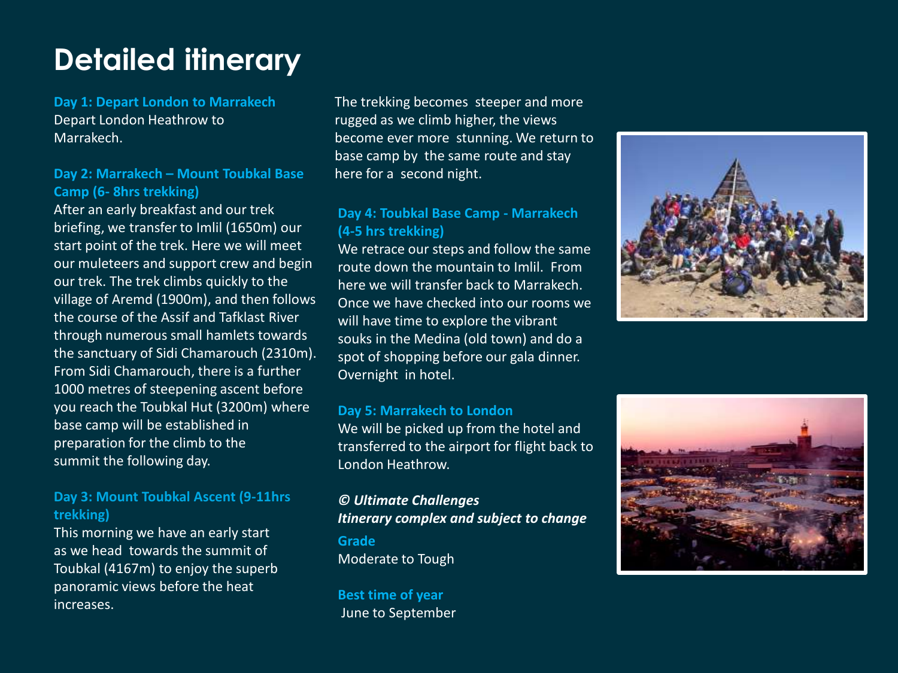# Detailed itinerary

**Day 1: Depart London to Marrakech**
Depart London Heathrow to Marrakech.

**Day 2: Marrakech – Mount Toubkal Base Camp (6- 8hrs trekking)**
After an early breakfast and our trek briefing, we transfer to Imlil (1650m) our start point of the trek. Here we will meet our muleteers and support crew and begin our trek. The trek climbs quickly to the village of Aremd (1900m), and then follows the course of the Assif and Tafklast River through numerous small hamlets towards the sanctuary of Sidi Chamarouch (2310m). From Sidi Chamarouch, there is a further 1000 metres of steepening ascent before you reach the Toubkal Hut (3200m) where base camp will be established in preparation for the climb to the summit the following day.

**Day 3: Mount Toubkal Ascent (9-11hrs trekking)**
This morning we have an early start as we head towards the summit of Toubkal (4167m) to enjoy the superb panoramic views before the heat increases.

The trekking becomes steeper and more rugged as we climb higher, the views become ever more stunning. We return to base camp by the same route and stay here for a second night.

**Day 4: Toubkal Base Camp - Marrakech (4-5 hrs trekking)**
We retrace our steps and follow the same route down the mountain to Imlil. From here we will transfer back to Marrakech. Once we have checked into our rooms we will have time to explore the vibrant souks in the Medina (old town) and do a spot of shopping before our gala dinner. Overnight in hotel.

**Day 5: Marrakech to London**
We will be picked up from the hotel and transferred to the airport for flight back to London Heathrow.

***© Ultimate Challenges***
***Itinerary complex and subject to change***

**Grade**
Moderate to Tough

**Best time of year**
June to September